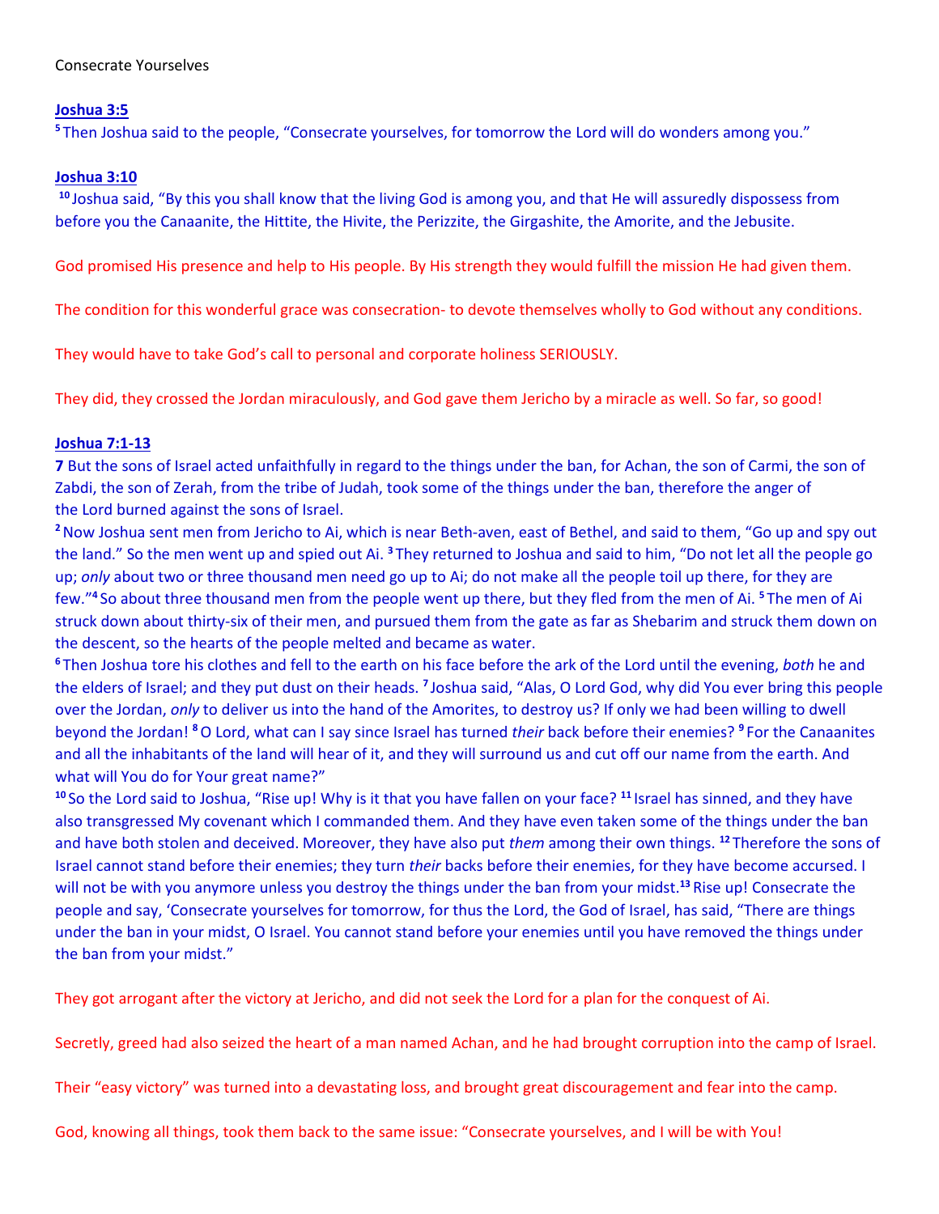Consecrate Yourselves

**Joshua 3:5**

[5] Then Joshua said to the people, “Consecrate yourselves, for tomorrow the Lord will do wonders among you.”

**Joshua 3:10**

[10] Joshua said, “By this you shall know that the living God is among you, and that He will assuredly dispossess from before you the Canaanite, the Hittite, the Hivite, the Perizzite, the Girgashite, the Amorite, and the Jebusite.

God promised His presence and help to His people. By His strength they would fulfill the mission He had given them.

The condition for this wonderful grace was consecration- to devote themselves wholly to God without any conditions.

They would have to take God’s call to personal and corporate holiness SERIOUSLY.

They did, they crossed the Jordan miraculously, and God gave them Jericho by a miracle as well. So far, so good!

**Joshua 7:1-13**

**7** But the sons of Israel acted unfaithfully in regard to the things under the ban, for Achan, the son of Carmi, the son of Zabdi, the son of Zerah, from the tribe of Judah, took some of the things under the ban, therefore the anger of the Lord burned against the sons of Israel.

[2] Now Joshua sent men from Jericho to Ai, which is near Beth-aven, east of Bethel, and said to them, “Go up and spy out the land.” So the men went up and spied out Ai. [3] They returned to Joshua and said to him, “Do not let all the people go up; *only* about two or three thousand men need go up to Ai; do not make all the people toil up there, for they are few.”[4] So about three thousand men from the people went up there, but they fled from the men of Ai. [5] The men of Ai struck down about thirty-six of their men, and pursued them from the gate as far as Shebarim and struck them down on the descent, so the hearts of the people melted and became as water.

[6] Then Joshua tore his clothes and fell to the earth on his face before the ark of the Lord until the evening, *both* he and the elders of Israel; and they put dust on their heads. [7] Joshua said, “Alas, O Lord God, why did You ever bring this people over the Jordan, *only* to deliver us into the hand of the Amorites, to destroy us? If only we had been willing to dwell beyond the Jordan! [8] O Lord, what can I say since Israel has turned *their* back before their enemies? [9] For the Canaanites and all the inhabitants of the land will hear of it, and they will surround us and cut off our name from the earth. And what will You do for Your great name?”

[10] So the Lord said to Joshua, “Rise up! Why is it that you have fallen on your face? [11] Israel has sinned, and they have also transgressed My covenant which I commanded them. And they have even taken some of the things under the ban and have both stolen and deceived. Moreover, they have also put *them* among their own things. [12] Therefore the sons of Israel cannot stand before their enemies; they turn *their* backs before their enemies, for they have become accursed. I will not be with you anymore unless you destroy the things under the ban from your midst.[13] Rise up! Consecrate the people and say, ‘Consecrate yourselves for tomorrow, for thus the Lord, the God of Israel, has said, “There are things under the ban in your midst, O Israel. You cannot stand before your enemies until you have removed the things under the ban from your midst.”

They got arrogant after the victory at Jericho, and did not seek the Lord for a plan for the conquest of Ai.

Secretly, greed had also seized the heart of a man named Achan, and he had brought corruption into the camp of Israel.

Their “easy victory” was turned into a devastating loss, and brought great discouragement and fear into the camp.

God, knowing all things, took them back to the same issue: “Consecrate yourselves, and I will be with You!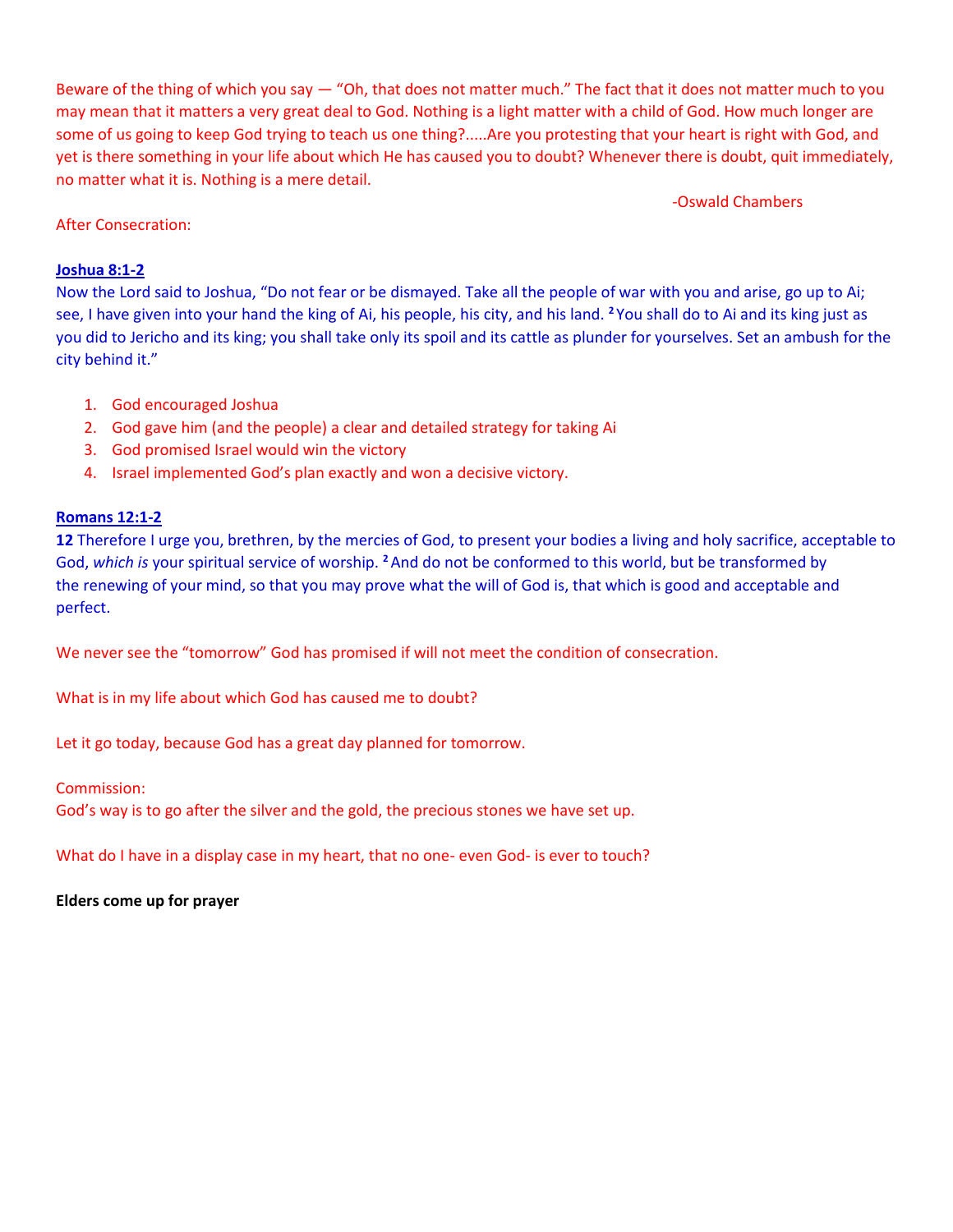Beware of the thing of which you say — "Oh, that does not matter much." The fact that it does not matter much to you may mean that it matters a very great deal to God. Nothing is a light matter with a child of God. How much longer are some of us going to keep God trying to teach us one thing?.....Are you protesting that your heart is right with God, and yet is there something in your life about which He has caused you to doubt? Whenever there is doubt, quit immediately, no matter what it is. Nothing is a mere detail.

-Oswald Chambers

After Consecration:

**Joshua 8:1-2**

Now the Lord said to Joshua, "Do not fear or be dismayed. Take all the people of war with you and arise, go up to Ai; see, I have given into your hand the king of Ai, his people, his city, and his land. [2] You shall do to Ai and its king just as you did to Jericho and its king; you shall take only its spoil and its cattle as plunder for yourselves. Set an ambush for the city behind it."

1. God encouraged Joshua
2. God gave him (and the people) a clear and detailed strategy for taking Ai
3. God promised Israel would win the victory
4. Israel implemented God's plan exactly and won a decisive victory.

**Romans 12:1-2**

**12** Therefore I urge you, brethren, by the mercies of God, to present your bodies a living and holy sacrifice, acceptable to God, *which is* your spiritual service of worship. [2] And do not be conformed to this world, but be transformed by the renewing of your mind, so that you may prove what the will of God is, that which is good and acceptable and perfect.

We never see the "tomorrow" God has promised if will not meet the condition of consecration.

What is in my life about which God has caused me to doubt?

Let it go today, because God has a great day planned for tomorrow.

Commission:
God's way is to go after the silver and the gold, the precious stones we have set up.

What do I have in a display case in my heart, that no one- even God- is ever to touch?

**Elders come up for prayer**